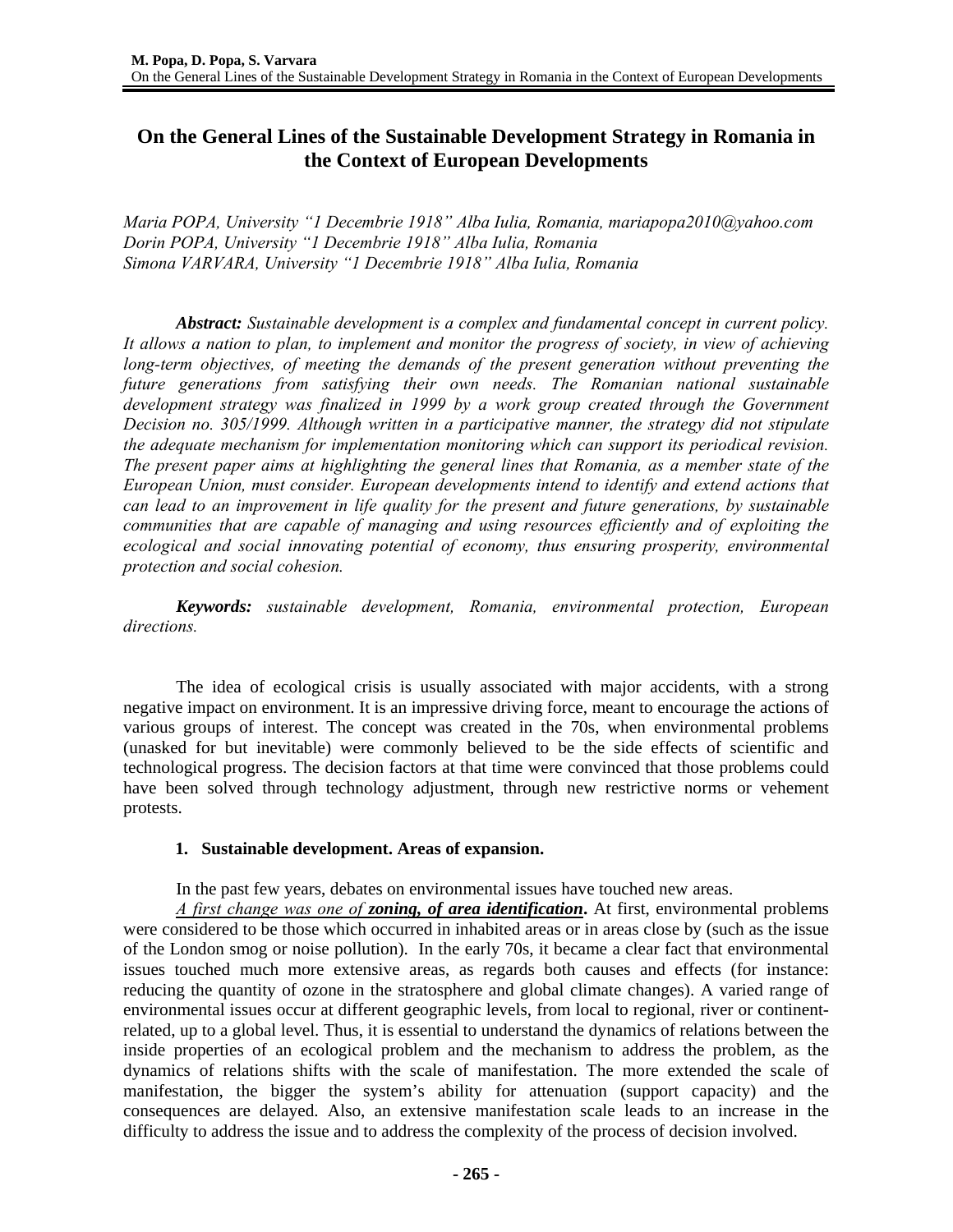# On the General Lines of the Sustainable Development Strategy in Romania in the Context of European Developments

*Maria POPA, University "1 Decembrie 1918" Alba Iulia, Romania, mariapopa2010@yahoo.com*
*Dorin POPA, University "1 Decembrie 1918" Alba Iulia, Romania*
*Simona VARVARA, University "1 Decembrie 1918" Alba Iulia, Romania*

***Abstract:*** *Sustainable development is a complex and fundamental concept in current policy. It allows a nation to plan, to implement and monitor the progress of society, in view of achieving long-term objectives, of meeting the demands of the present generation without preventing the future generations from satisfying their own needs. The Romanian national sustainable development strategy was finalized in 1999 by a work group created through the Government Decision no. 305/1999. Although written in a participative manner, the strategy did not stipulate the adequate mechanism for implementation monitoring which can support its periodical revision. The present paper aims at highlighting the general lines that Romania, as a member state of the European Union, must consider. European developments intend to identify and extend actions that can lead to an improvement in life quality for the present and future generations, by sustainable communities that are capable of managing and using resources efficiently and of exploiting the ecological and social innovating potential of economy, thus ensuring prosperity, environmental protection and social cohesion.*

***Keywords:*** *sustainable development, Romania, environmental protection, European directions.*

The idea of ecological crisis is usually associated with major accidents, with a strong negative impact on environment. It is an impressive driving force, meant to encourage the actions of various groups of interest. The concept was created in the 70s, when environmental problems (unasked for but inevitable) were commonly believed to be the side effects of scientific and technological progress. The decision factors at that time were convinced that those problems could have been solved through technology adjustment, through new restrictive norms or vehement protests.

## 1. Sustainable development. Areas of expansion.

In the past few years, debates on environmental issues have touched new areas.

*A first change was one of* ***zoning, of area identification*****.** At first, environmental problems were considered to be those which occurred in inhabited areas or in areas close by (such as the issue of the London smog or noise pollution). In the early 70s, it became a clear fact that environmental issues touched much more extensive areas, as regards both causes and effects (for instance: reducing the quantity of ozone in the stratosphere and global climate changes). A varied range of environmental issues occur at different geographic levels, from local to regional, river or continent-related, up to a global level. Thus, it is essential to understand the dynamics of relations between the inside properties of an ecological problem and the mechanism to address the problem, as the dynamics of relations shifts with the scale of manifestation. The more extended the scale of manifestation, the bigger the system's ability for attenuation (support capacity) and the consequences are delayed. Also, an extensive manifestation scale leads to an increase in the difficulty to address the issue and to address the complexity of the process of decision involved.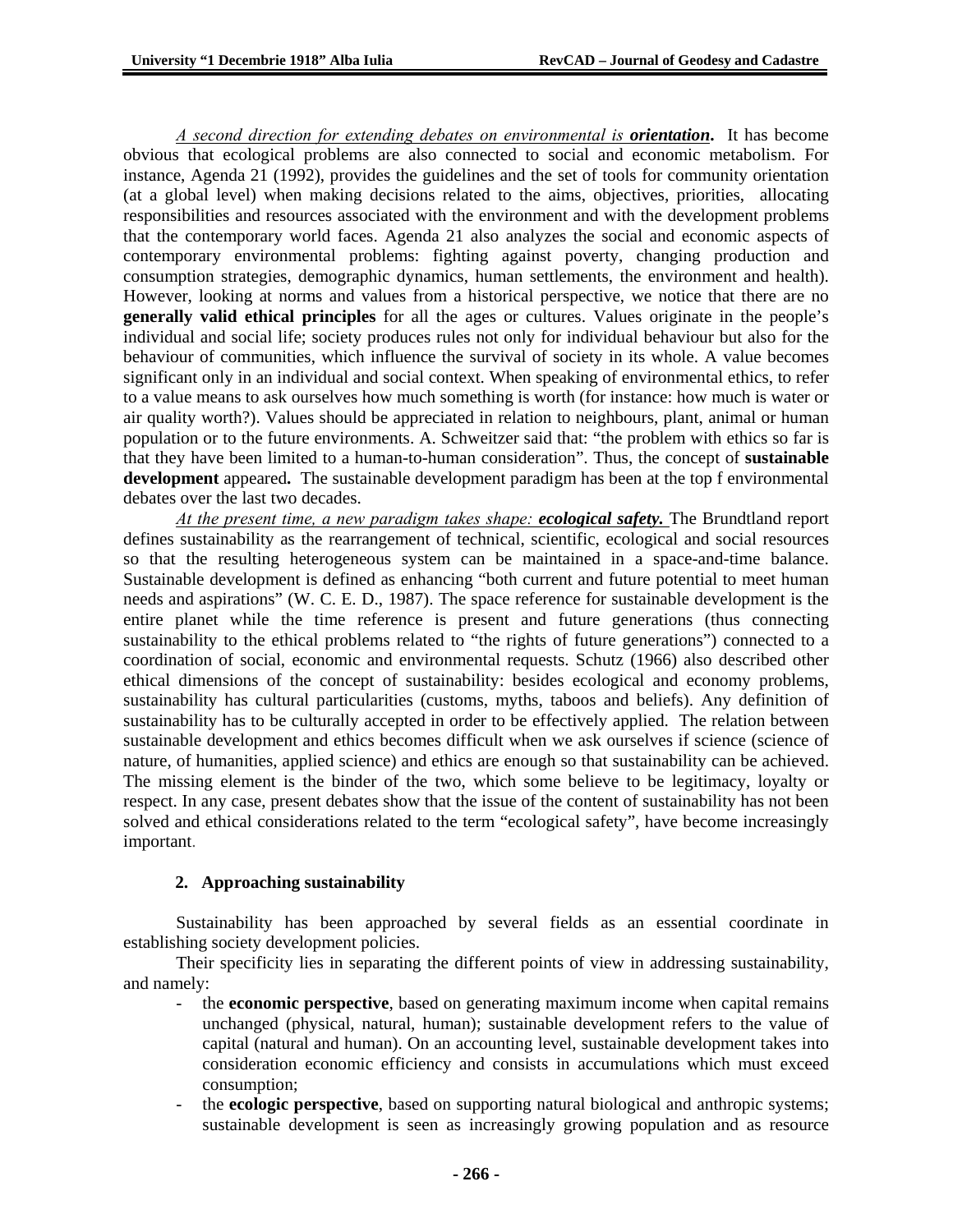*A second direction for extending debates on environmental is **orientation**.* It has become obvious that ecological problems are also connected to social and economic metabolism. For instance, Agenda 21 (1992), provides the guidelines and the set of tools for community orientation (at a global level) when making decisions related to the aims, objectives, priorities, allocating responsibilities and resources associated with the environment and with the development problems that the contemporary world faces. Agenda 21 also analyzes the social and economic aspects of contemporary environmental problems: fighting against poverty, changing production and consumption strategies, demographic dynamics, human settlements, the environment and health). However, looking at norms and values from a historical perspective, we notice that there are no **generally valid ethical principles** for all the ages or cultures. Values originate in the people's individual and social life; society produces rules not only for individual behaviour but also for the behaviour of communities, which influence the survival of society in its whole. A value becomes significant only in an individual and social context. When speaking of environmental ethics, to refer to a value means to ask ourselves how much something is worth (for instance: how much is water or air quality worth?). Values should be appreciated in relation to neighbours, plant, animal or human population or to the future environments. A. Schweitzer said that: "the problem with ethics so far is that they have been limited to a human-to-human consideration". Thus, the concept of **sustainable development** appeared**.** The sustainable development paradigm has been at the top f environmental debates over the last two decades.

*At the present time, a new paradigm takes shape: **ecological safety.*** The Brundtland report defines sustainability as the rearrangement of technical, scientific, ecological and social resources so that the resulting heterogeneous system can be maintained in a space-and-time balance. Sustainable development is defined as enhancing "both current and future potential to meet human needs and aspirations" (W. C. E. D., 1987). The space reference for sustainable development is the entire planet while the time reference is present and future generations (thus connecting sustainability to the ethical problems related to "the rights of future generations") connected to a coordination of social, economic and environmental requests. Schutz (1966) also described other ethical dimensions of the concept of sustainability: besides ecological and economy problems, sustainability has cultural particularities (customs, myths, taboos and beliefs). Any definition of sustainability has to be culturally accepted in order to be effectively applied. The relation between sustainable development and ethics becomes difficult when we ask ourselves if science (science of nature, of humanities, applied science) and ethics are enough so that sustainability can be achieved. The missing element is the binder of the two, which some believe to be legitimacy, loyalty or respect. In any case, present debates show that the issue of the content of sustainability has not been solved and ethical considerations related to the term "ecological safety", have become increasingly important.

## 2. Approaching sustainability

Sustainability has been approached by several fields as an essential coordinate in establishing society development policies.

Their specificity lies in separating the different points of view in addressing sustainability, and namely:

- the **economic perspective**, based on generating maximum income when capital remains unchanged (physical, natural, human); sustainable development refers to the value of capital (natural and human). On an accounting level, sustainable development takes into consideration economic efficiency and consists in accumulations which must exceed consumption;
- the **ecologic perspective**, based on supporting natural biological and anthropic systems; sustainable development is seen as increasingly growing population and as resource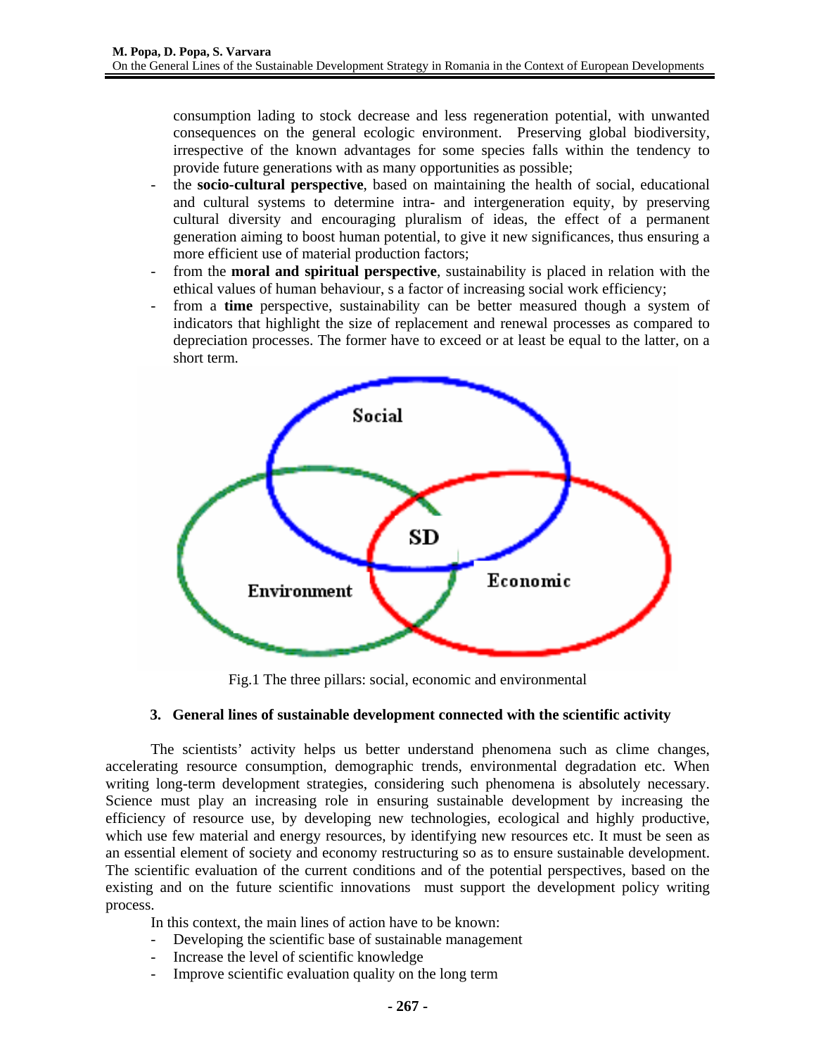consumption lading to stock decrease and less regeneration potential, with unwanted consequences on the general ecologic environment. Preserving global biodiversity, irrespective of the known advantages for some species falls within the tendency to provide future generations with as many opportunities as possible;

- the **socio-cultural perspective**, based on maintaining the health of social, educational and cultural systems to determine intra- and intergeneration equity, by preserving cultural diversity and encouraging pluralism of ideas, the effect of a permanent generation aiming to boost human potential, to give it new significances, thus ensuring a more efficient use of material production factors;
- from the **moral and spiritual perspective**, sustainability is placed in relation with the ethical values of human behaviour, s a factor of increasing social work efficiency;
- from a **time** perspective, sustainability can be better measured though a system of indicators that highlight the size of replacement and renewal processes as compared to depreciation processes. The former have to exceed or at least be equal to the latter, on a short term.

Fig.1 The three pillars: social, economic and environmental

### 3. General lines of sustainable development connected with the scientific activity

The scientists' activity helps us better understand phenomena such as clime changes, accelerating resource consumption, demographic trends, environmental degradation etc. When writing long-term development strategies, considering such phenomena is absolutely necessary. Science must play an increasing role in ensuring sustainable development by increasing the efficiency of resource use, by developing new technologies, ecological and highly productive, which use few material and energy resources, by identifying new resources etc. It must be seen as an essential element of society and economy restructuring so as to ensure sustainable development. The scientific evaluation of the current conditions and of the potential perspectives, based on the existing and on the future scientific innovations must support the development policy writing process.

In this context, the main lines of action have to be known:

- Developing the scientific base of sustainable management
- Increase the level of scientific knowledge
- Improve scientific evaluation quality on the long term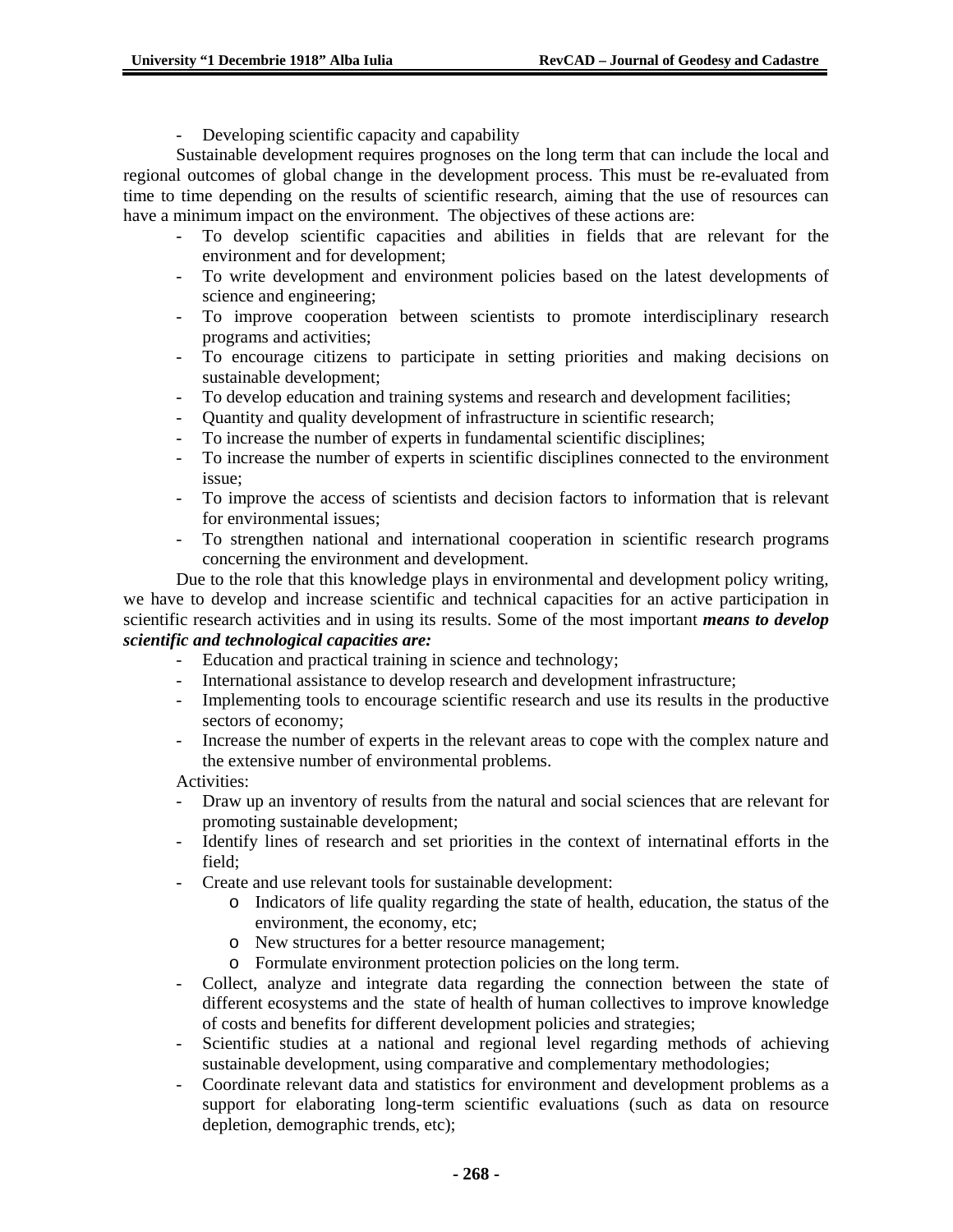- Developing scientific capacity and capability

Sustainable development requires prognoses on the long term that can include the local and regional outcomes of global change in the development process. This must be re-evaluated from time to time depending on the results of scientific research, aiming that the use of resources can have a minimum impact on the environment. The objectives of these actions are:

- To develop scientific capacities and abilities in fields that are relevant for the environment and for development;
- To write development and environment policies based on the latest developments of science and engineering;
- To improve cooperation between scientists to promote interdisciplinary research programs and activities;
- To encourage citizens to participate in setting priorities and making decisions on sustainable development;
- To develop education and training systems and research and development facilities;
- Quantity and quality development of infrastructure in scientific research;
- To increase the number of experts in fundamental scientific disciplines;
- To increase the number of experts in scientific disciplines connected to the environment issue;
- To improve the access of scientists and decision factors to information that is relevant for environmental issues;
- To strengthen national and international cooperation in scientific research programs concerning the environment and development.

Due to the role that this knowledge plays in environmental and development policy writing, we have to develop and increase scientific and technical capacities for an active participation in scientific research activities and in using its results. Some of the most important ***means to develop scientific and technological capacities are:***

- Education and practical training in science and technology;
- International assistance to develop research and development infrastructure;
- Implementing tools to encourage scientific research and use its results in the productive sectors of economy;
- Increase the number of experts in the relevant areas to cope with the complex nature and the extensive number of environmental problems.

Activities:

- Draw up an inventory of results from the natural and social sciences that are relevant for promoting sustainable development;
- Identify lines of research and set priorities in the context of internatinal efforts in the field;
- Create and use relevant tools for sustainable development:
  - Indicators of life quality regarding the state of health, education, the status of the environment, the economy, etc;
  - New structures for a better resource management;
  - Formulate environment protection policies on the long term.
- Collect, analyze and integrate data regarding the connection between the state of different ecosystems and the state of health of human collectives to improve knowledge of costs and benefits for different development policies and strategies;
- Scientific studies at a national and regional level regarding methods of achieving sustainable development, using comparative and complementary methodologies;
- Coordinate relevant data and statistics for environment and development problems as a support for elaborating long-term scientific evaluations (such as data on resource depletion, demographic trends, etc);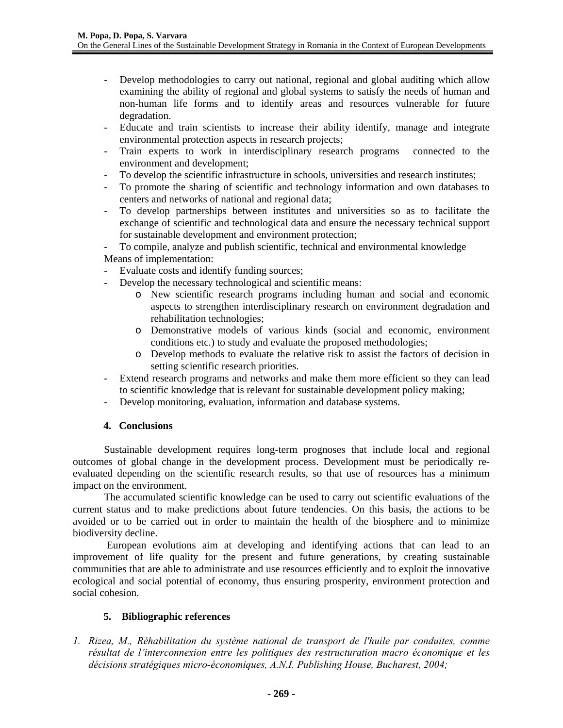- Develop methodologies to carry out national, regional and global auditing which allow examining the ability of regional and global systems to satisfy the needs of human and non-human life forms and to identify areas and resources vulnerable for future degradation.
- Educate and train scientists to increase their ability identify, manage and integrate environmental protection aspects in research projects;
- Train experts to work in interdisciplinary research programs connected to the environment and development;
- To develop the scientific infrastructure in schools, universities and research institutes;
- To promote the sharing of scientific and technology information and own databases to centers and networks of national and regional data;
- To develop partnerships between institutes and universities so as to facilitate the exchange of scientific and technological data and ensure the necessary technical support for sustainable development and environment protection;
- To compile, analyze and publish scientific, technical and environmental knowledge

Means of implementation:

- Evaluate costs and identify funding sources;
- Develop the necessary technological and scientific means:
  - New scientific research programs including human and social and economic aspects to strengthen interdisciplinary research on environment degradation and rehabilitation technologies;
  - Demonstrative models of various kinds (social and economic, environment conditions etc.) to study and evaluate the proposed methodologies;
  - Develop methods to evaluate the relative risk to assist the factors of decision in setting scientific research priorities.
- Extend research programs and networks and make them more efficient so they can lead to scientific knowledge that is relevant for sustainable development policy making;
- Develop monitoring, evaluation, information and database systems.

## 4. Conclusions

Sustainable development requires long-term prognoses that include local and regional outcomes of global change in the development process. Development must be periodically re-evaluated depending on the scientific research results, so that use of resources has a minimum impact on the environment.

The accumulated scientific knowledge can be used to carry out scientific evaluations of the current status and to make predictions about future tendencies. On this basis, the actions to be avoided or to be carried out in order to maintain the health of the biosphere and to minimize biodiversity decline.

European evolutions aim at developing and identifying actions that can lead to an improvement of life quality for the present and future generations, by creating sustainable communities that are able to administrate and use resources efficiently and to exploit the innovative ecological and social potential of economy, thus ensuring prosperity, environment protection and social cohesion.

## 5. Bibliographic references

1. *Rizea, M., Réhabilitation du système national de transport de l'huile par conduites, comme résultat de l'interconnexion entre les politiques des restructuration macro économique et les décisions stratégiques micro-économiques, A.N.I. Publishing House, Bucharest, 2004;*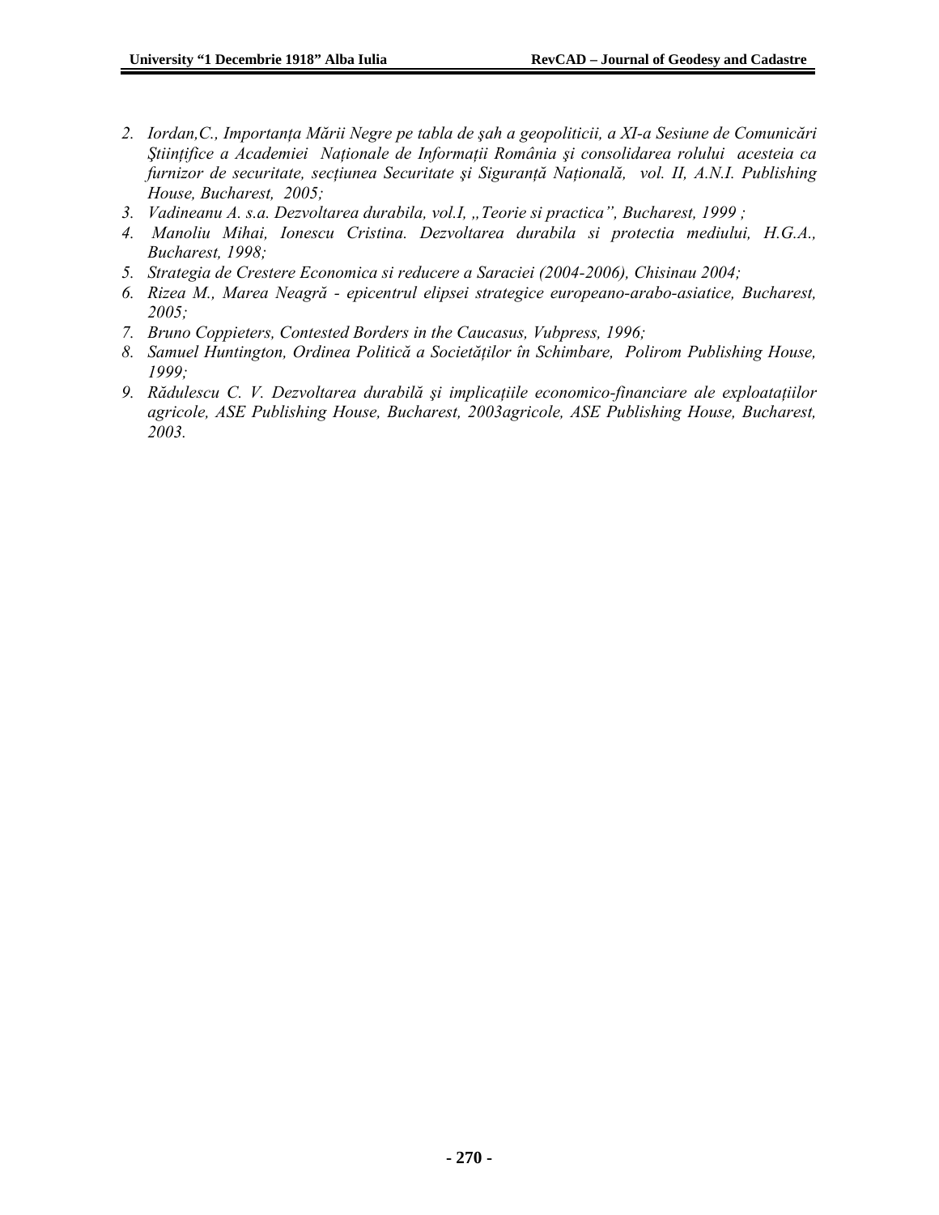2. *Iordan,C., Importanța Mării Negre pe tabla de şah a geopoliticii, a XI-a Sesiune de Comunicări Ştiințifice a Academiei Naționale de Informații România şi consolidarea rolului acesteia ca furnizor de securitate, secțiunea Securitate şi Siguranță Națională, vol. II, A.N.I. Publishing House, Bucharest, 2005;*
3. *Vadineanu A. s.a. Dezvoltarea durabila, vol.I, „Teorie si practica", Bucharest, 1999 ;*
4. *Manoliu Mihai, Ionescu Cristina. Dezvoltarea durabila si protectia mediului, H.G.A., Bucharest, 1998;*
5. *Strategia de Crestere Economica si reducere a Saraciei (2004-2006), Chisinau 2004;*
6. *Rizea M., Marea Neagră - epicentrul elipsei strategice europeano-arabo-asiatice, Bucharest, 2005;*
7. *Bruno Coppieters, Contested Borders in the Caucasus, Vubpress, 1996;*
8. *Samuel Huntington, Ordinea Politică a Societăților în Schimbare, Polirom Publishing House, 1999;*
9. *Rădulescu C. V. Dezvoltarea durabilă şi implicațiile economico-financiare ale exploatațiilor agricole, ASE Publishing House, Bucharest, 2003agricole, ASE Publishing House, Bucharest, 2003.*